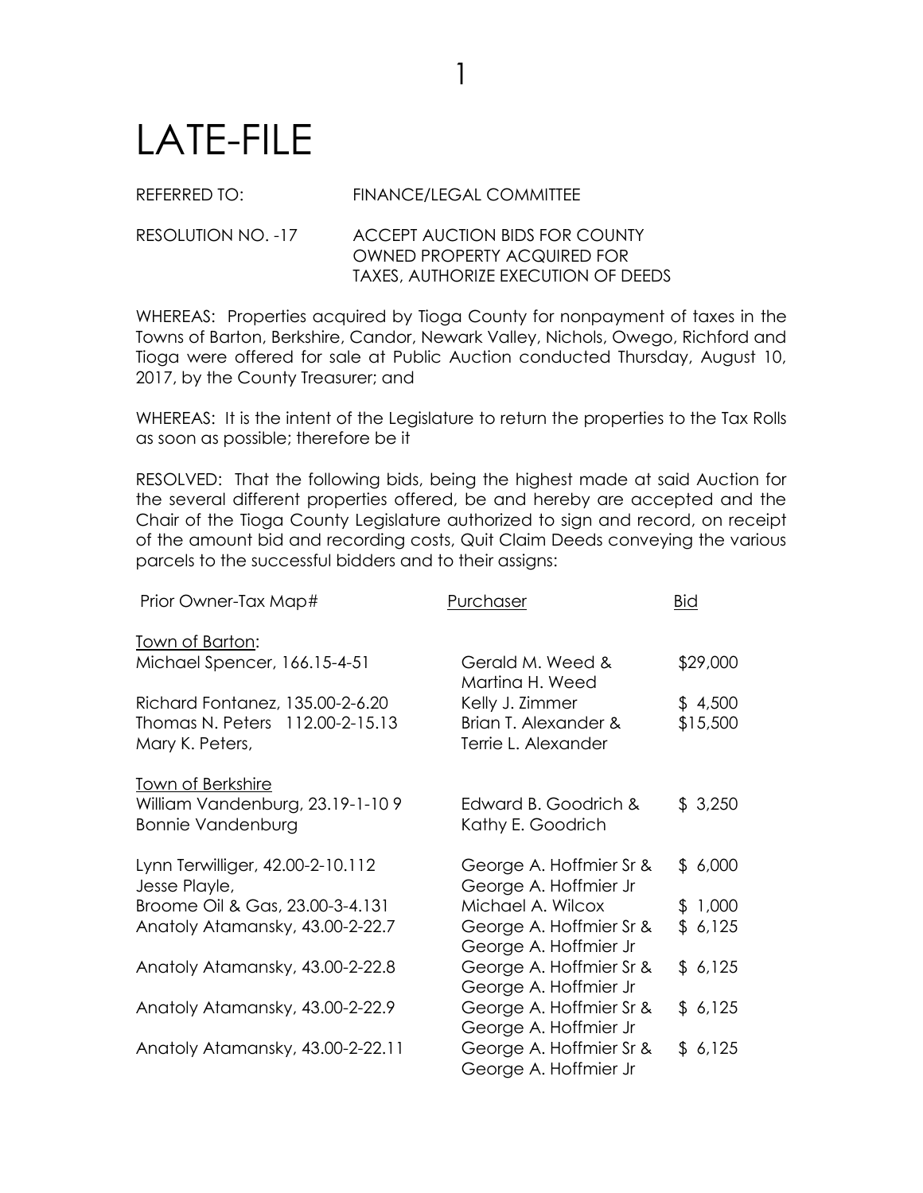# LATE-FILE

REFERRED TO: FINANCE/LEGAL COMMITTEE

RESOLUTION NO. -17 ACCEPT AUCTION BIDS FOR COUNTY OWNED PROPERTY ACQUIRED FOR TAXES, AUTHORIZE EXECUTION OF DEEDS

WHEREAS: Properties acquired by Tioga County for nonpayment of taxes in the Towns of Barton, Berkshire, Candor, Newark Valley, Nichols, Owego, Richford and Tioga were offered for sale at Public Auction conducted Thursday, August 10, 2017, by the County Treasurer; and

WHEREAS: It is the intent of the Legislature to return the properties to the Tax Rolls as soon as possible; therefore be it

RESOLVED: That the following bids, being the highest made at said Auction for the several different properties offered, be and hereby are accepted and the Chair of the Tioga County Legislature authorized to sign and record, on receipt of the amount bid and recording costs, Quit Claim Deeds conveying the various parcels to the successful bidders and to their assigns:

| Prior Owner-Tax Map# | Purchaser | Bid |
|---|---|---|
| Town of Barton: | | |
| Michael Spencer, 166.15-4-51 | Gerald M. Weed & Martina H. Weed | $29,000 |
| Richard Fontanez, 135.00-2-6.20 | Kelly J. Zimmer | $ 4,500 |
| Thomas N. Peters 112.00-2-15.13 Mary K. Peters, | Brian T. Alexander & Terrie L. Alexander | $15,500 |
| Town of Berkshire | | |
| William Vandenburg, 23.19-1-10 9 Bonnie Vandenburg | Edward B. Goodrich & Kathy E. Goodrich | $ 3,250 |
| Lynn Terwilliger, 42.00-2-10.112 Jesse Playle, | George A. Hoffmier Sr & George A. Hoffmier Jr | $ 6,000 |
| Broome Oil & Gas, 23.00-3-4.131 | Michael A. Wilcox | $ 1,000 |
| Anatoly Atamansky, 43.00-2-22.7 | George A. Hoffmier Sr & George A. Hoffmier Jr | $ 6,125 |
| Anatoly Atamansky, 43.00-2-22.8 | George A. Hoffmier Sr & George A. Hoffmier Jr | $ 6,125 |
| Anatoly Atamansky, 43.00-2-22.9 | George A. Hoffmier Sr & George A. Hoffmier Jr | $ 6,125 |
| Anatoly Atamansky, 43.00-2-22.11 | George A. Hoffmier Sr & George A. Hoffmier Jr | $ 6,125 |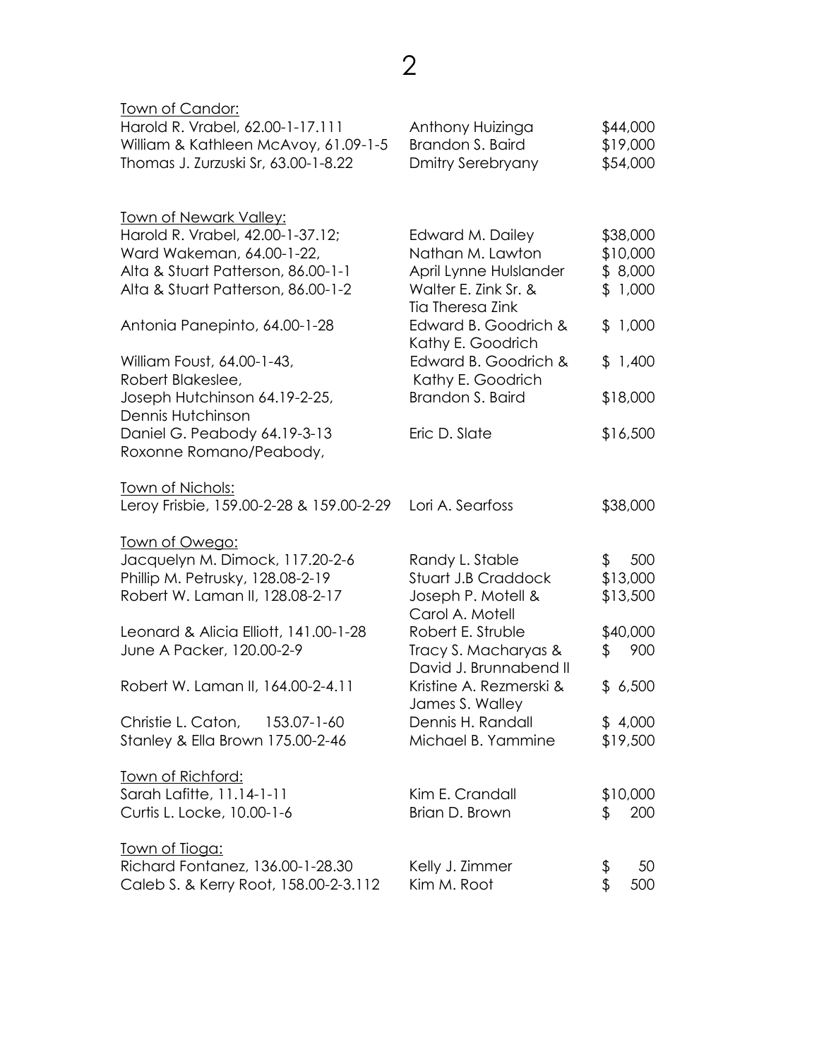Town of Candor:

| | | |
|---|---|---|
| Harold R. Vrabel, 62.00-1-17.111 | Anthony Huizinga | $44,000 |
| William & Kathleen McAvoy, 61.09-1-5 | Brandon S. Baird | $19,000 |
| Thomas J. Zurzuski Sr, 63.00-1-8.22 | Dmitry Serebryany | $54,000 |

Town of Newark Valley:

| | | |
|---|---|---|
| Harold R. Vrabel, 42.00-1-37.12; | Edward M. Dailey | $38,000 |
| Ward Wakeman, 64.00-1-22, | Nathan M. Lawton | $10,000 |
| Alta & Stuart Patterson, 86.00-1-1 | April Lynne Hulslander | $ 8,000 |
| Alta & Stuart Patterson, 86.00-1-2 | Walter E. Zink Sr. & Tia Theresa Zink | $ 1,000 |
| Antonia Panepinto, 64.00-1-28 | Edward B. Goodrich & Kathy E. Goodrich | $ 1,000 |
| William Foust, 64.00-1-43, Robert Blakeslee, | Edward B. Goodrich & Kathy E. Goodrich | $ 1,400 |
| Joseph Hutchinson 64.19-2-25, Dennis Hutchinson | Brandon S. Baird | $18,000 |
| Daniel G. Peabody 64.19-3-13 Roxonne Romano/Peabody, | Eric D. Slate | $16,500 |

Town of Nichols:

| | | |
|---|---|---|
| Leroy Frisbie, 159.00-2-28 & 159.00-2-29 | Lori A. Searfoss | $38,000 |

Town of Owego:

| | | |
|---|---|---|
| Jacquelyn M. Dimock, 117.20-2-6 | Randy L. Stable | $ 500 |
| Phillip M. Petrusky, 128.08-2-19 | Stuart J.B Craddock | $13,000 |
| Robert W. Laman II, 128.08-2-17 | Joseph P. Motell & Carol A. Motell | $13,500 |
| Leonard & Alicia Elliott, 141.00-1-28 | Robert E. Struble | $40,000 |
| June A Packer, 120.00-2-9 | Tracy S. Macharyas & David J. Brunnabend II | $ 900 |
| Robert W. Laman II, 164.00-2-4.11 | Kristine A. Rezmerski & James S. Walley | $ 6,500 |
| Christie L. Caton, 153.07-1-60 | Dennis H. Randall | $ 4,000 |
| Stanley & Ella Brown 175.00-2-46 | Michael B. Yammine | $19,500 |

Town of Richford:

| | | |
|---|---|---|
| Sarah Lafitte, 11.14-1-11 | Kim E. Crandall | $10,000 |
| Curtis L. Locke, 10.00-1-6 | Brian D. Brown | $ 200 |

Town of Tioga:

| | | |
|---|---|---|
| Richard Fontanez, 136.00-1-28.30 | Kelly J. Zimmer | $ 50 |
| Caleb S. & Kerry Root, 158.00-2-3.112 | Kim M. Root | $ 500 |